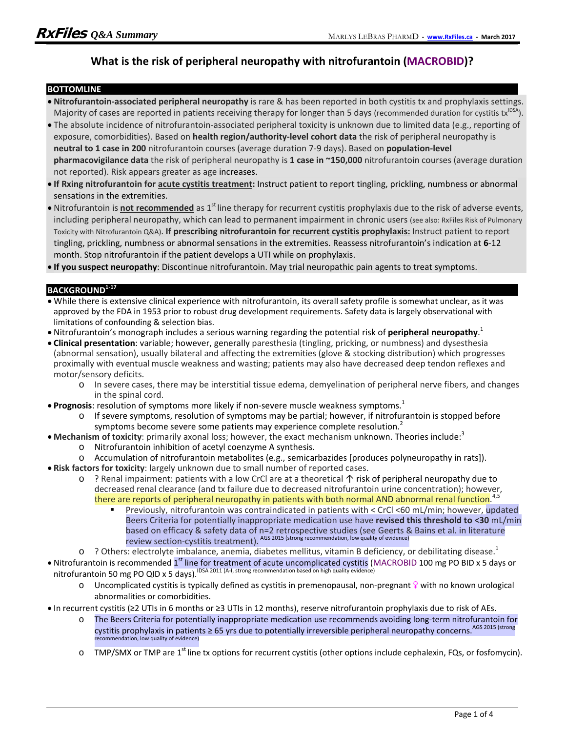# What is the risk of peripheral neuropathy with nitrofurantoin (MACROBID)?

## BOTTOMLINE

- **Nitrofurantoin-associated peripheral neuropathy** is rare & has been reported in both cystitis tx and prophylaxis settings. Majority of cases are reported in patients receiving therapy for longer than 5 days (recommended duration for cystitis tx[IDSA]).
- The absolute incidence of nitrofurantoin-associated peripheral toxicity is unknown due to limited data (e.g., reporting of exposure, comorbidities). Based on **health region/authority-level cohort data** the risk of peripheral neuropathy is **neutral to 1 case in 200** nitrofurantoin courses (average duration 7-9 days). Based on **population-level pharmacovigilance data** the risk of peripheral neuropathy is **1 case in ~150,000** nitrofurantoin courses (average duration not reported). Risk appears greater as age increases.
- **If Rxing nitrofurantoin for acute cystitis treatment:** Instruct patient to report tingling, prickling, numbness or abnormal sensations in the extremities.
- Nitrofurantoin is **not recommended** as 1st line therapy for recurrent cystitis prophylaxis due to the risk of adverse events, including peripheral neuropathy, which can lead to permanent impairment in chronic users (see also: RxFiles Risk of Pulmonary Toxicity with Nitrofurantoin Q&A). **If prescribing nitrofurantoin for recurrent cystitis prophylaxis:** Instruct patient to report tingling, prickling, numbness or abnormal sensations in the extremities. Reassess nitrofurantoin's indication at **6**-12 month. Stop nitrofurantoin if the patient develops a UTI while on prophylaxis.
- **If you suspect neuropathy**: Discontinue nitrofurantoin. May trial neuropathic pain agents to treat symptoms.

## BACKGROUND[1-17]

- While there is extensive clinical experience with nitrofurantoin, its overall safety profile is somewhat unclear, as it was approved by the FDA in 1953 prior to robust drug development requirements. Safety data is largely observational with limitations of confounding & selection bias.
- Nitrofurantoin's monograph includes a serious warning regarding the potential risk of **peripheral neuropathy**.[1]
- **Clinical presentation**: variable; however, generally paresthesia (tingling, pricking, or numbness) and dysesthesia (abnormal sensation), usually bilateral and affecting the extremities (glove & stocking distribution) which progresses proximally with eventual muscle weakness and wasting; patients may also have decreased deep tendon reflexes and motor/sensory deficits.
  - In severe cases, there may be interstitial tissue edema, demyelination of peripheral nerve fibers, and changes in the spinal cord.
- **Prognosis**: resolution of symptoms more likely if non-severe muscle weakness symptoms.[1]
  - If severe symptoms, resolution of symptoms may be partial; however, if nitrofurantoin is stopped before symptoms become severe some patients may experience complete resolution.[2]
- **Mechanism of toxicity**: primarily axonal loss; however, the exact mechanism unknown. Theories include:[3]
  - Nitrofurantoin inhibition of acetyl coenzyme A synthesis.
  - Accumulation of nitrofurantoin metabolites (e.g., semicarbazides [produces polyneuropathy in rats]).
- **Risk factors for toxicity**: largely unknown due to small number of reported cases.
  - ? Renal impairment: patients with a low CrCl are at a theoretical ↑ risk of peripheral neuropathy due to decreased renal clearance (and tx failure due to decreased nitrofurantoin urine concentration); however, there are reports of peripheral neuropathy in patients with both normal AND abnormal renal function.[4,5]
    - Previously, nitrofurantoin was contraindicated in patients with < CrCl <60 mL/min; however, updated Beers Criteria for potentially inappropriate medication use have **revised this threshold to <30** mL/min based on efficacy & safety data of n=2 retrospective studies (see Geerts & Bains et al. in literature review section-cystitis treatment).[AGS 2015 (strong recommendation, low quality of evidence)]
  - ? Others: electrolyte imbalance, anemia, diabetes mellitus, vitamin B deficiency, or debilitating disease.[1]
- Nitrofurantoin is recommended 1st line for treatment of acute uncomplicated cystitis (MACROBID 100 mg PO BID x 5 days or nitrofurantoin 50 mg PO QID x 5 days).[IDSA 2011 (A-I, strong recommendation based on high quality evidence)]
  - Uncomplicated cystitis is typically defined as cystitis in premenopausal, non-pregnant ♀ with no known urological abnormalities or comorbidities.
- In recurrent cystitis (≥2 UTIs in 6 months or ≥3 UTIs in 12 months), reserve nitrofurantoin prophylaxis due to risk of AEs.
  - The Beers Criteria for potentially inappropriate medication use recommends avoiding long-term nitrofurantoin for cystitis prophylaxis in patients ≥ 65 yrs due to potentially irreversible peripheral neuropathy concerns.[AGS 2015 (strong recommendation, low quality of evidence)]
  - TMP/SMX or TMP are 1st line tx options for recurrent cystitis (other options include cephalexin, FQs, or fosfomycin).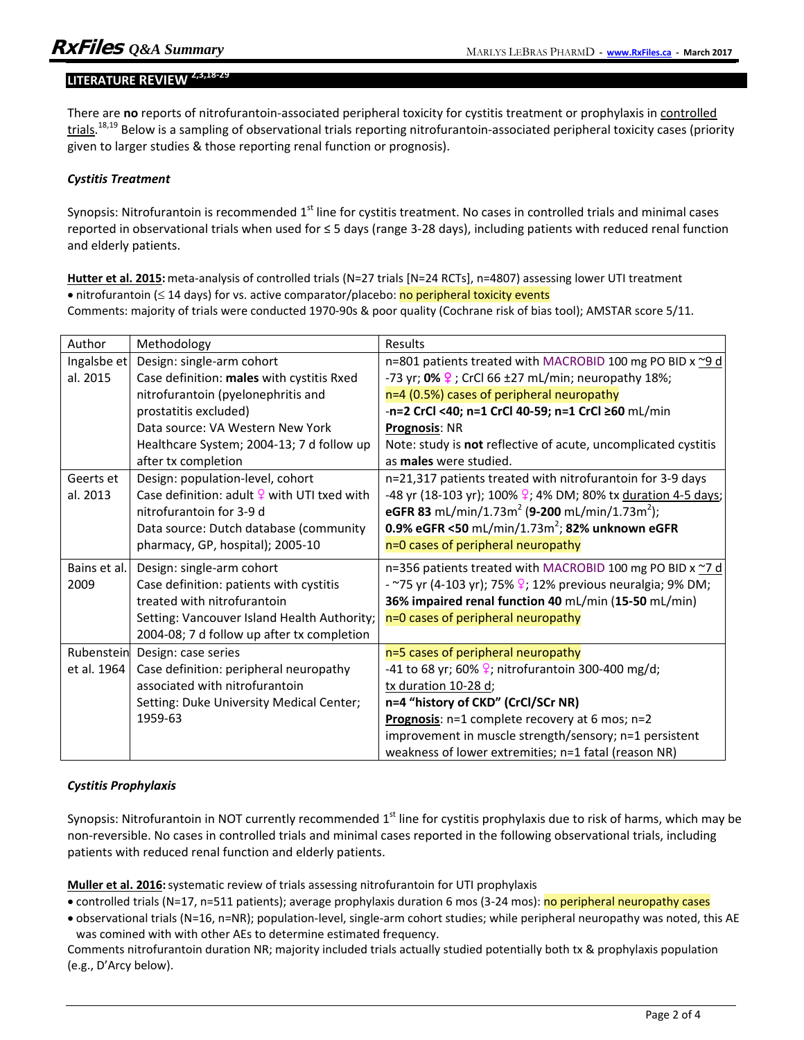## LITERATURE REVIEW [2,3,18-29]

There are **no** reports of nitrofurantoin-associated peripheral toxicity for cystitis treatment or prophylaxis in controlled trials.[18,19] Below is a sampling of observational trials reporting nitrofurantoin-associated peripheral toxicity cases (priority given to larger studies & those reporting renal function or prognosis).

### *Cystitis Treatment*

Synopsis: Nitrofurantoin is recommended 1st line for cystitis treatment. No cases in controlled trials and minimal cases reported in observational trials when used for ≤ 5 days (range 3-28 days), including patients with reduced renal function and elderly patients.

**Hutter et al. 2015:** meta-analysis of controlled trials (N=27 trials [N=24 RCTs], n=4807) assessing lower UTI treatment

- nitrofurantoin (≤ 14 days) for vs. active comparator/placebo: no peripheral toxicity events

Comments: majority of trials were conducted 1970-90s & poor quality (Cochrane risk of bias tool); AMSTAR score 5/11.

| Author | Methodology | Results |
|---|---|---|
| Ingalsbe et al. 2015 | Design: single-arm cohort<br>Case definition: **males** with cystitis Rxed nitrofurantoin (pyelonephritis and prostatitis excluded)<br>Data source: VA Western New York Healthcare System; 2004-13; 7 d follow up after tx completion | n=801 patients treated with MACROBID 100 mg PO BID x ~9 d<br>-73 yr; **0%** ♀; CrCl 66 ±27 mL/min; neuropathy 18%;<br>n=4 (0.5%) cases of peripheral neuropathy<br>-**n=2 CrCl <40; n=1 CrCl 40-59; n=1 CrCl ≥60** mL/min<br>**Prognosis**: NR<br>Note: study is **not** reflective of acute, uncomplicated cystitis as **males** were studied. |
| Geerts et al. 2013 | Design: population-level, cohort<br>Case definition: adult ♀ with UTI txed with nitrofurantoin for 3-9 d<br>Data source: Dutch database (community pharmacy, GP, hospital); 2005-10 | n=21,317 patients treated with nitrofurantoin for 3-9 days<br>-48 yr (18-103 yr); 100% ♀; 4% DM; 80% tx duration 4-5 days;<br>**eGFR 83** mL/min/1.73m$^2$ (**9-200** mL/min/1.73m$^2$);<br>**0.9% eGFR <50** mL/min/1.73m$^2$; **82% unknown eGFR**<br>n=0 cases of peripheral neuropathy |
| Bains et al. 2009 | Design: single-arm cohort<br>Case definition: patients with cystitis treated with nitrofurantoin<br>Setting: Vancouver Island Health Authority; 2004-08; 7 d follow up after tx completion | n=356 patients treated with MACROBID 100 mg PO BID x ~7 d<br>- ~75 yr (4-103 yr); 75% ♀; 12% previous neuralgia; 9% DM;<br>**36% impaired renal function 40** mL/min (**15-50** mL/min)<br>n=0 cases of peripheral neuropathy |
| Rubenstein et al. 1964 | Design: case series<br>Case definition: peripheral neuropathy associated with nitrofurantoin<br>Setting: Duke University Medical Center; 1959-63 | n=5 cases of peripheral neuropathy<br>-41 to 68 yr; 60% ♀; nitrofurantoin 300-400 mg/d;<br>tx duration 10-28 d;<br>**n=4 "history of CKD" (CrCl/SCr NR)**<br>**Prognosis**: n=1 complete recovery at 6 mos; n=2 improvement in muscle strength/sensory; n=1 persistent weakness of lower extremities; n=1 fatal (reason NR) |

### *Cystitis Prophylaxis*

Synopsis: Nitrofurantoin in NOT currently recommended 1st line for cystitis prophylaxis due to risk of harms, which may be non-reversible. No cases in controlled trials and minimal cases reported in the following observational trials, including patients with reduced renal function and elderly patients.

**Muller et al. 2016:** systematic review of trials assessing nitrofurantoin for UTI prophylaxis

- controlled trials (N=17, n=511 patients); average prophylaxis duration 6 mos (3-24 mos): no peripheral neuropathy cases
- observational trials (N=16, n=NR); population-level, single-arm cohort studies; while peripheral neuropathy was noted, this AE was comined with with other AEs to determine estimated frequency.

Comments nitrofurantoin duration NR; majority included trials actually studied potentially both tx & prophylaxis population (e.g., D'Arcy below).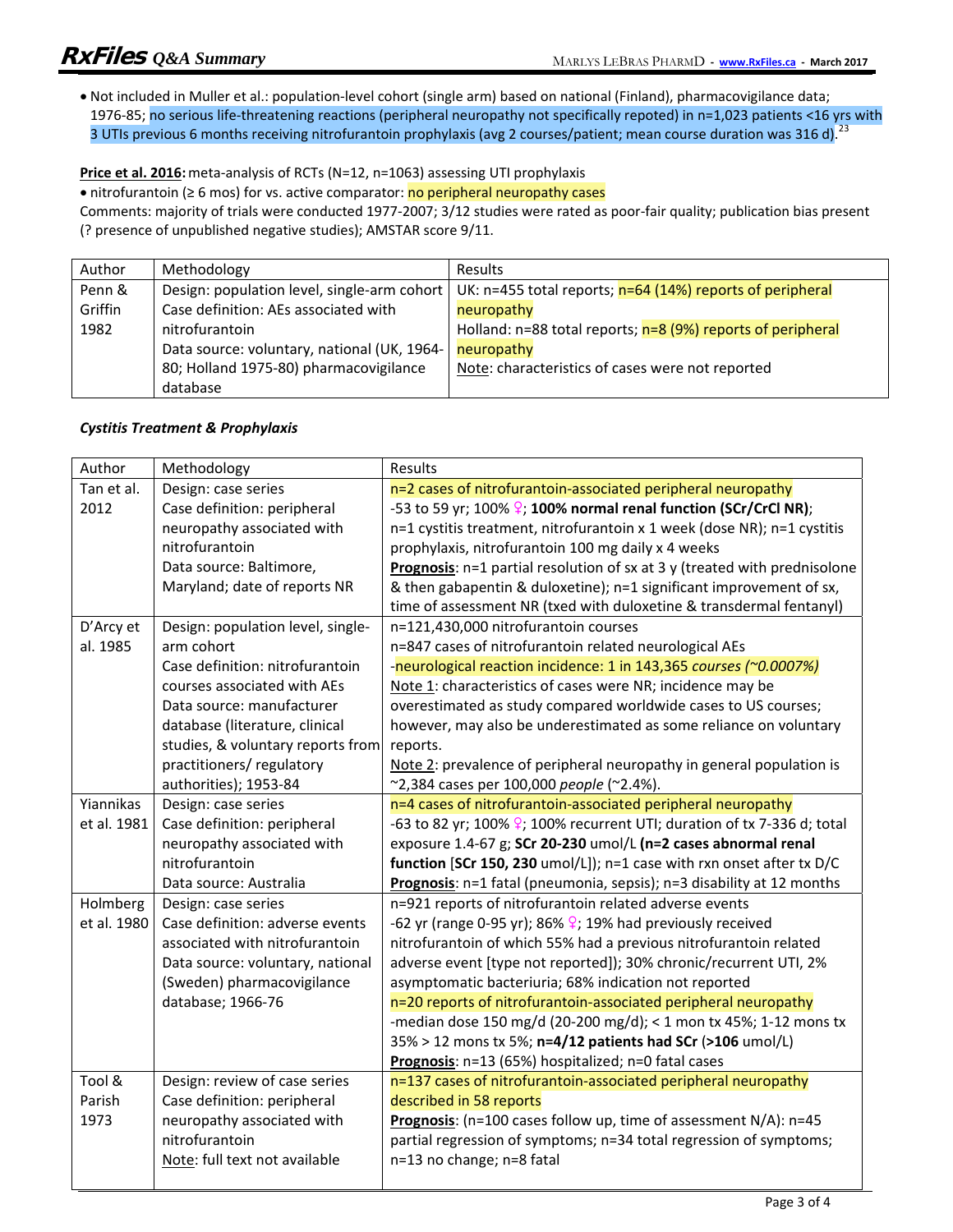- Not included in Muller et al.: population-level cohort (single arm) based on national (Finland), pharmacovigilance data; 1976-85; no serious life-threatening reactions (peripheral neuropathy not specifically repoted) in n=1,023 patients <16 yrs with 3 UTIs previous 6 months receiving nitrofurantoin prophylaxis (avg 2 courses/patient; mean course duration was 316 d).[23]

**Price et al. 2016:** meta-analysis of RCTs (N=12, n=1063) assessing UTI prophylaxis

- nitrofurantoin (≥ 6 mos) for vs. active comparator: no peripheral neuropathy cases

Comments: majority of trials were conducted 1977-2007; 3/12 studies were rated as poor-fair quality; publication bias present (? presence of unpublished negative studies); AMSTAR score 9/11.

| Author | Methodology | Results |
|---|---|---|
| Penn & Griffin 1982 | Design: population level, single-arm cohort<br>Case definition: AEs associated with nitrofurantoin<br>Data source: voluntary, national (UK, 1964-80; Holland 1975-80) pharmacovigilance database | UK: n=455 total reports; n=64 (14%) reports of peripheral neuropathy<br>Holland: n=88 total reports; n=8 (9%) reports of peripheral neuropathy<br>Note: characteristics of cases were not reported |

### *Cystitis Treatment & Prophylaxis*

| Author | Methodology | Results |
|---|---|---|
| Tan et al. 2012 | Design: case series<br>Case definition: peripheral neuropathy associated with nitrofurantoin<br>Data source: Baltimore, Maryland; date of reports NR | n=2 cases of nitrofurantoin-associated peripheral neuropathy<br>-53 to 59 yr; 100% ♀; **100% normal renal function (SCr/CrCl NR)**;<br>n=1 cystitis treatment, nitrofurantoin x 1 week (dose NR); n=1 cystitis prophylaxis, nitrofurantoin 100 mg daily x 4 weeks<br>**Prognosis**: n=1 partial resolution of sx at 3 y (treated with prednisolone & then gabapentin & duloxetine); n=1 significant improvement of sx, time of assessment NR (txed with duloxetine & transdermal fentanyl) |
| D'Arcy et al. 1985 | Design: population level, single-arm cohort<br>Case definition: nitrofurantoin courses associated with AEs<br>Data source: manufacturer database (literature, clinical studies, & voluntary reports from practitioners/ regulatory authorities); 1953-84 | n=121,430,000 nitrofurantoin courses<br>n=847 cases of nitrofurantoin related neurological AEs<br>-neurological reaction incidence: 1 in 143,365 *courses (~0.0007%)*<br>Note 1: characteristics of cases were NR; incidence may be overestimated as study compared worldwide cases to US courses; however, may also be underestimated as some reliance on voluntary reports.<br>Note 2: prevalence of peripheral neuropathy in general population is ~2,384 cases per 100,000 *people* (~2.4%). |
| Yiannikas et al. 1981 | Design: case series<br>Case definition: peripheral neuropathy associated with nitrofurantoin<br>Data source: Australia | n=4 cases of nitrofurantoin-associated peripheral neuropathy<br>-63 to 82 yr; 100% ♀; 100% recurrent UTI; duration of tx 7-336 d; total exposure 1.4-67 g; **SCr 20-230** umol/L **(n=2 cases abnormal renal function** [**SCr 150, 230** umol/L]); n=1 case with rxn onset after tx D/C<br>**Prognosis**: n=1 fatal (pneumonia, sepsis); n=3 disability at 12 months |
| Holmberg et al. 1980 | Design: case series<br>Case definition: adverse events associated with nitrofurantoin<br>Data source: voluntary, national (Sweden) pharmacovigilance database; 1966-76 | n=921 reports of nitrofurantoin related adverse events<br>-62 yr (range 0-95 yr); 86% ♀; 19% had previously received nitrofurantoin of which 55% had a previous nitrofurantoin related adverse event [type not reported]); 30% chronic/recurrent UTI, 2% asymptomatic bacteriuria; 68% indication not reported<br>n=20 reports of nitrofurantoin-associated peripheral neuropathy<br>-median dose 150 mg/d (20-200 mg/d); < 1 mon tx 45%; 1-12 mons tx 35% > 12 mons tx 5%; **n=4/12 patients had SCr** (**>106** umol/L)<br>**Prognosis**: n=13 (65%) hospitalized; n=0 fatal cases |
| Tool & Parish 1973 | Design: review of case series<br>Case definition: peripheral neuropathy associated with nitrofurantoin<br>Note: full text not available | n=137 cases of nitrofurantoin-associated peripheral neuropathy described in 58 reports<br>**Prognosis**: (n=100 cases follow up, time of assessment N/A): n=45 partial regression of symptoms; n=34 total regression of symptoms; n=13 no change; n=8 fatal |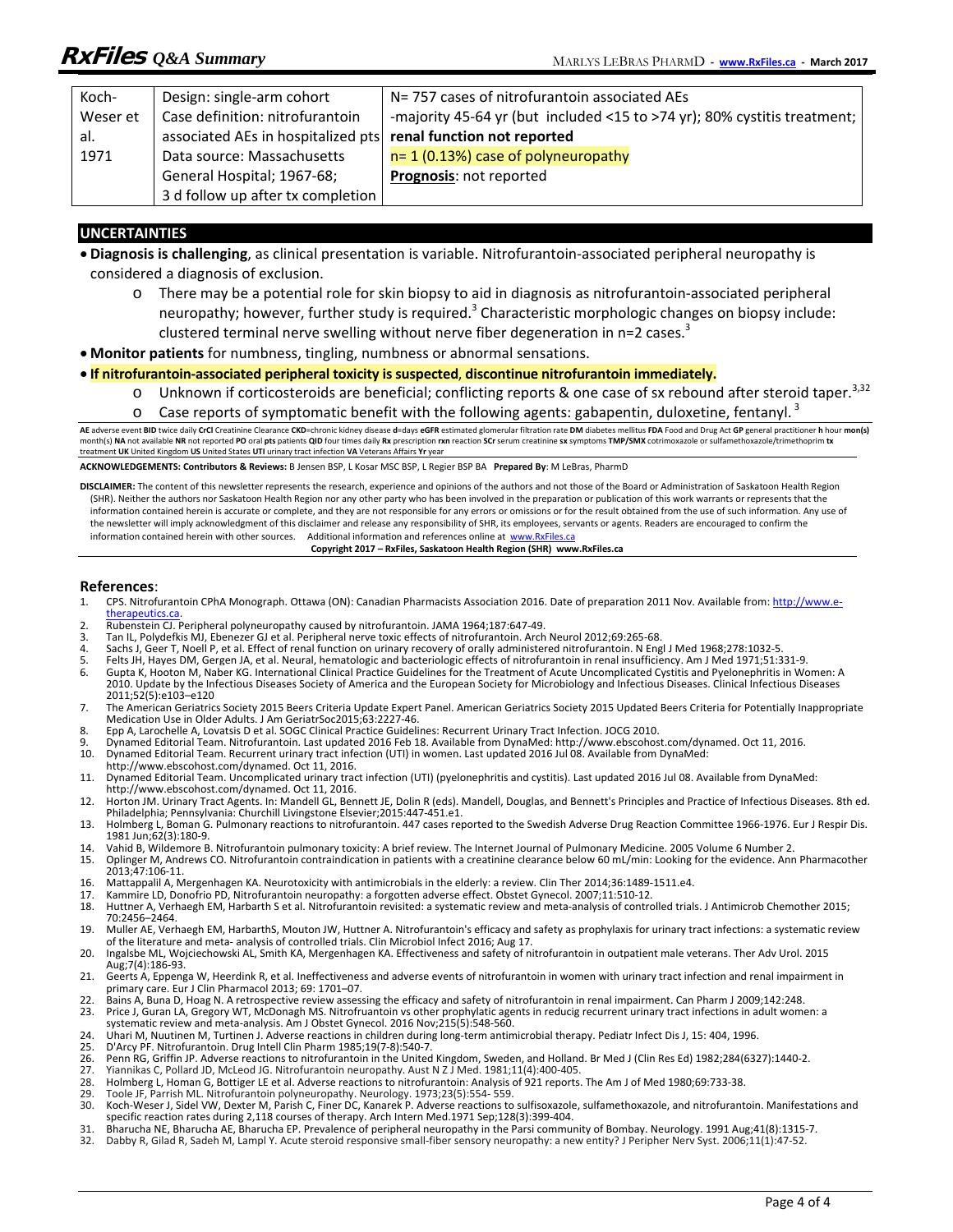| | | |
|---|---|---|
| Koch-Weser et al. 1971 | Design: single-arm cohort<br>Case definition: nitrofurantoin associated AEs in hospitalized pts<br>Data source: Massachusetts General Hospital; 1967-68; 3 d follow up after tx completion | N= 757 cases of nitrofurantoin associated AEs<br>-majority 45-64 yr (but included <15 to >74 yr); 80% cystitis treatment; **renal function not reported**<br>n= 1 (0.13%) case of polyneuropathy<br>**Prognosis**: not reported |

## UNCERTAINTIES

- **Diagnosis is challenging**, as clinical presentation is variable. Nitrofurantoin-associated peripheral neuropathy is considered a diagnosis of exclusion.
  - There may be a potential role for skin biopsy to aid in diagnosis as nitrofurantoin-associated peripheral neuropathy; however, further study is required.[3] Characteristic morphologic changes on biopsy include: clustered terminal nerve swelling without nerve fiber degeneration in n=2 cases.[3]
- **Monitor patients** for numbness, tingling, numbness or abnormal sensations.
- **If nitrofurantoin-associated peripheral toxicity is suspected, discontinue nitrofurantoin immediately.**
  - Unknown if corticosteroids are beneficial; conflicting reports & one case of sx rebound after steroid taper.[3,32]
  - Case reports of symptomatic benefit with the following agents: gabapentin, duloxetine, fentanyl.[3]

**AE** adverse event **BID** twice daily **CrCl** Creatinine Clearance **CKD**=chronic kidney disease **d**=days **eGFR** estimated glomerular filtration rate **DM** diabetes mellitus **FDA** Food and Drug Act **GP** general practitioner **h** hour **mon(s)** month(s) **NA** not available **NR** not reported **PO** oral **pts** patients **QID** four times daily **Rx** prescription **rxn** reaction **SCr** serum creatinine **sx** symptoms **TMP/SMX** cotrimoxazole or sulfamethoxazole/trimethoprim **tx** treatment **UK** United Kingdom **US** United States **UTI** urinary tract infection **VA** Veterans Affairs **Yr** year

**ACKNOWLEDGEMENTS: Contributors & Reviews:** B Jensen BSP, L Kosar MSC BSP, L Regier BSP BA **Prepared By**: M LeBras, PharmD

**DISCLAIMER:** The content of this newsletter represents the research, experience and opinions of the authors and not those of the Board or Administration of Saskatoon Health Region (SHR). Neither the authors nor Saskatoon Health Region nor any other party who has been involved in the preparation or publication of this work warrants or represents that the information contained herein is accurate or complete, and they are not responsible for any errors or omissions or for the result obtained from the use of such information. Any use of the newsletter will imply acknowledgment of this disclaimer and release any responsibility of SHR, its employees, servants or agents. Readers are encouraged to confirm the information contained herein with other sources. Additional information and references online at www.RxFiles.ca

**Copyright 2017 – RxFiles, Saskatoon Health Region (SHR) www.RxFiles.ca**

## References:

1. CPS. Nitrofurantoin CPhA Monograph. Ottawa (ON): Canadian Pharmacists Association 2016. Date of preparation 2011 Nov. Available from: http://www.e-therapeutics.ca.
2. Rubenstein CJ. Peripheral polyneuropathy caused by nitrofurantoin. JAMA 1964;187:647-49.
3. Tan IL, Polydefkis MJ, Ebenezer GJ et al. Peripheral nerve toxic effects of nitrofurantoin. Arch Neurol 2012;69:265-68.
4. Sachs J, Geer T, Noell P, et al. Effect of renal function on urinary recovery of orally administered nitrofurantoin. N Engl J Med 1968;278:1032-5.
5. Felts JH, Hayes DM, Gergen JA, et al. Neural, hematologic and bacteriologic effects of nitrofurantoin in renal insufficiency. Am J Med 1971;51:331-9.
6. Gupta K, Hooton M, Naber KG. International Clinical Practice Guidelines for the Treatment of Acute Uncomplicated Cystitis and Pyelonephritis in Women: A 2010. Update by the Infectious Diseases Society of America and the European Society for Microbiology and Infectious Diseases. Clinical Infectious Diseases 2011;52(5):e103–e120
7. The American Geriatrics Society 2015 Beers Criteria Update Expert Panel. American Geriatrics Society 2015 Updated Beers Criteria for Potentially Inappropriate Medication Use in Older Adults. J Am GeriatrSoc2015;63:2227-46.
8. Epp A, Larochelle A, Lovatsis D et al. SOGC Clinical Practice Guidelines: Recurrent Urinary Tract Infection. JOCG 2010.
9. Dynamed Editorial Team. Nitrofurantoin. Last updated 2016 Feb 18. Available from DynaMed: http://www.ebscohost.com/dynamed. Oct 11, 2016.
10. Dynamed Editorial Team. Recurrent urinary tract infection (UTI) in women. Last updated 2016 Jul 08. Available from DynaMed: http://www.ebscohost.com/dynamed. Oct 11, 2016.
11. Dynamed Editorial Team. Uncomplicated urinary tract infection (UTI) (pyelonephritis and cystitis). Last updated 2016 Jul 08. Available from DynaMed: http://www.ebscohost.com/dynamed. Oct 11, 2016.
12. Horton JM. Urinary Tract Agents. In: Mandell GL, Bennett JE, Dolin R (eds). Mandell, Douglas, and Bennett's Principles and Practice of Infectious Diseases. 8th ed. Philadelphia; Pennsylvania: Churchill Livingstone Elsevier;2015:447-451.e1.
13. Holmberg L, Boman G. Pulmonary reactions to nitrofurantoin. 447 cases reported to the Swedish Adverse Drug Reaction Committee 1966-1976. Eur J Respir Dis. 1981 Jun;62(3):180-9.
14. Vahid B, Wildemore B. Nitrofurantoin pulmonary toxicity: A brief review. The Internet Journal of Pulmonary Medicine. 2005 Volume 6 Number 2.
15. Oplinger M, Andrews CO. Nitrofurantoin contraindication in patients with a creatinine clearance below 60 mL/min: Looking for the evidence. Ann Pharmacother 2013;47:106-11.
16. Mattappalil A, Mergenhagen KA. Neurotoxicity with antimicrobials in the elderly: a review. Clin Ther 2014;36:1489-1511.e4.
17. Kammire LD, Donofrio PD, Nitrofurantoin neuropathy: a forgotten adverse effect. Obstet Gynecol. 2007;11:510-12.
18. Huttner A, Verhaegh EM, Harbarth S et al. Nitrofurantoin revisited: a systematic review and meta-analysis of controlled trials. J Antimicrob Chemother 2015; 70:2456–2464.
19. Muller AE, Verhaegh EM, HarbarthS, Mouton JW, Huttner A. Nitrofurantoin's efficacy and safety as prophylaxis for urinary tract infections: a systematic review of the literature and meta- analysis of controlled trials. Clin Microbiol Infect 2016; Aug 17.
20. Ingalsbe ML, Wojciechowski AL, Smith KA, Mergenhagen KA. Effectiveness and safety of nitrofurantoin in outpatient male veterans. Ther Adv Urol. 2015 Aug;7(4):186-93.
21. Geerts A, Eppenga W, Heerdink R, et al. Ineffectiveness and adverse events of nitrofurantoin in women with urinary tract infection and renal impairment in primary care. Eur J Clin Pharmacol 2013; 69: 1701–07.
22. Bains A, Buna D, Hoag N. A retrospective review assessing the efficacy and safety of nitrofurantoin in renal impairment. Can Pharm J 2009;142:248.
23. Price J, Guran LA, Gregory WT, McDonagh MS. Nitrofurantoin vs other prophylactic agents in reducig recurrent urinary tract infections in adult women: a systematic review and meta-analysis. Am J Obstet Gynecol. 2016 Nov;215(5):548-560.
24. Uhari M, Nuutinen M, Turtinen J. Adverse reactions in children during long-term antimicrobial therapy. Pediatr Infect Dis J, 15: 404, 1996.
25. D'Arcy PF. Nitrofurantoin. Drug Intell Clin Pharm 1985;19(7-8):540-7.
26. Penn RG, Griffin JP. Adverse reactions to nitrofurantoin in the United Kingdom, Sweden, and Holland. Br Med J (Clin Res Ed) 1982;284(6327):1440-2.
27. Yiannikas C, Pollard JD, McLeod JG. Nitrofurantoin neuropathy. Aust N Z J Med. 1981;11(4):400-405.
28. Holmberg L, Homan G, Bottiger LE et al. Adverse reactions to nitrofurantoin: Analysis of 921 reports. The Am J of Med 1980;69:733-38.
29. Toole JF, Parrish ML. Nitrofurantoin polyneuropathy. Neurology. 1973;23(5):554- 559.
30. Koch-Weser J, Sidel VW, Dexter M, Parish C, Finer DC, Kanarek P. Adverse reactions to sulfisoxazole, sulfamethoxazole, and nitrofurantoin. Manifestations and specific reaction rates during 2,118 courses of therapy. Arch Intern Med.1971 Sep;128(3):399-404.
31. Bharucha NE, Bharucha AE, Bharucha EP. Prevalence of peripheral neuropathy in the Parsi community of Bombay. Neurology. 1991 Aug;41(8):1315-7.
32. Dabby R, Gilad R, Sadeh M, Lampl Y. Acute steroid responsive small-fiber sensory neuropathy: a new entity? J Peripher Nerv Syst. 2006;11(1):47-52.